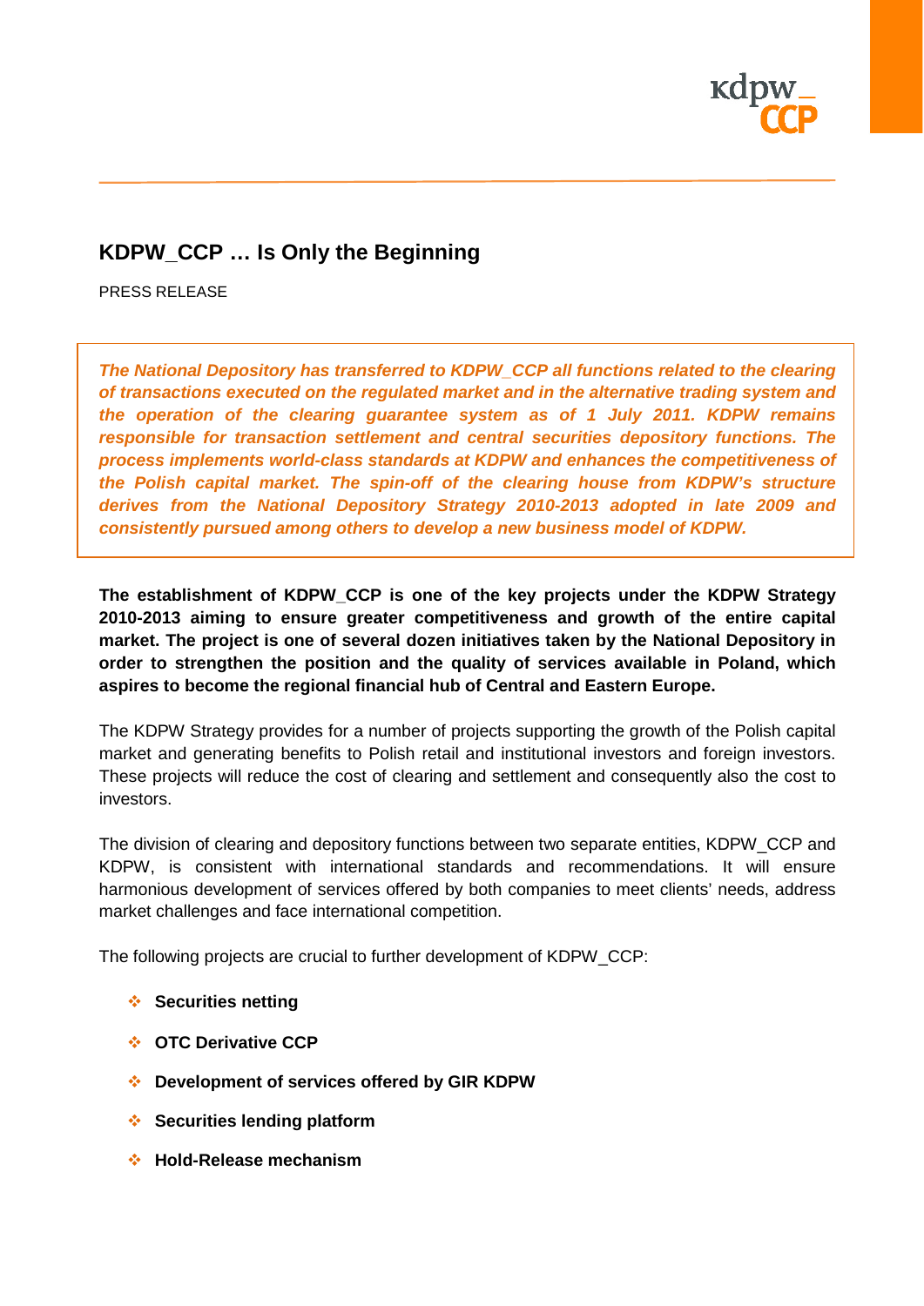# KDPW_CCP … Is Only the Beginning

PRESS RELEASE

***The National Depository has transferred to KDPW_CCP all functions related to the clearing of transactions executed on the regulated market and in the alternative trading system and the operation of the clearing guarantee system as of 1 July 2011. KDPW remains responsible for transaction settlement and central securities depository functions. The process implements world-class standards at KDPW and enhances the competitiveness of the Polish capital market. The spin-off of the clearing house from KDPW's structure derives from the National Depository Strategy 2010-2013 adopted in late 2009 and consistently pursued among others to develop a new business model of KDPW.***

**The establishment of KDPW_CCP is one of the key projects under the KDPW Strategy 2010-2013 aiming to ensure greater competitiveness and growth of the entire capital market. The project is one of several dozen initiatives taken by the National Depository in order to strengthen the position and the quality of services available in Poland, which aspires to become the regional financial hub of Central and Eastern Europe.**

The KDPW Strategy provides for a number of projects supporting the growth of the Polish capital market and generating benefits to Polish retail and institutional investors and foreign investors. These projects will reduce the cost of clearing and settlement and consequently also the cost to investors.

The division of clearing and depository functions between two separate entities, KDPW_CCP and KDPW, is consistent with international standards and recommendations. It will ensure harmonious development of services offered by both companies to meet clients' needs, address market challenges and face international competition.

The following projects are crucial to further development of KDPW_CCP:

- **Securities netting**
- **OTC Derivative CCP**
- **Development of services offered by GIR KDPW**
- **Securities lending platform**
- **Hold-Release mechanism**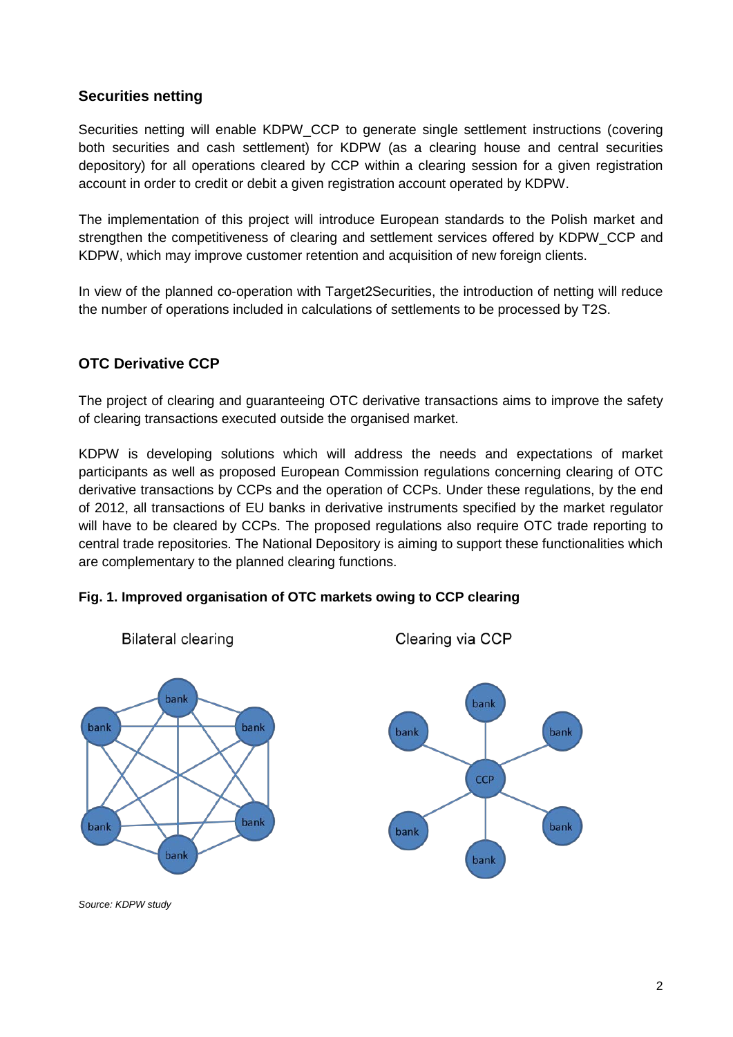## Securities netting

Securities netting will enable KDPW_CCP to generate single settlement instructions (covering both securities and cash settlement) for KDPW (as a clearing house and central securities depository) for all operations cleared by CCP within a clearing session for a given registration account in order to credit or debit a given registration account operated by KDPW.

The implementation of this project will introduce European standards to the Polish market and strengthen the competitiveness of clearing and settlement services offered by KDPW_CCP and KDPW, which may improve customer retention and acquisition of new foreign clients.

In view of the planned co-operation with Target2Securities, the introduction of netting will reduce the number of operations included in calculations of settlements to be processed by T2S.

## OTC Derivative CCP

The project of clearing and guaranteeing OTC derivative transactions aims to improve the safety of clearing transactions executed outside the organised market.

KDPW is developing solutions which will address the needs and expectations of market participants as well as proposed European Commission regulations concerning clearing of OTC derivative transactions by CCPs and the operation of CCPs. Under these regulations, by the end of 2012, all transactions of EU banks in derivative instruments specified by the market regulator will have to be cleared by CCPs. The proposed regulations also require OTC trade reporting to central trade repositories. The National Depository is aiming to support these functionalities which are complementary to the planned clearing functions.

**Fig. 1. Improved organisation of OTC markets owing to CCP clearing**

Bilateral clearing

Clearing via CCP

*Source: KDPW study*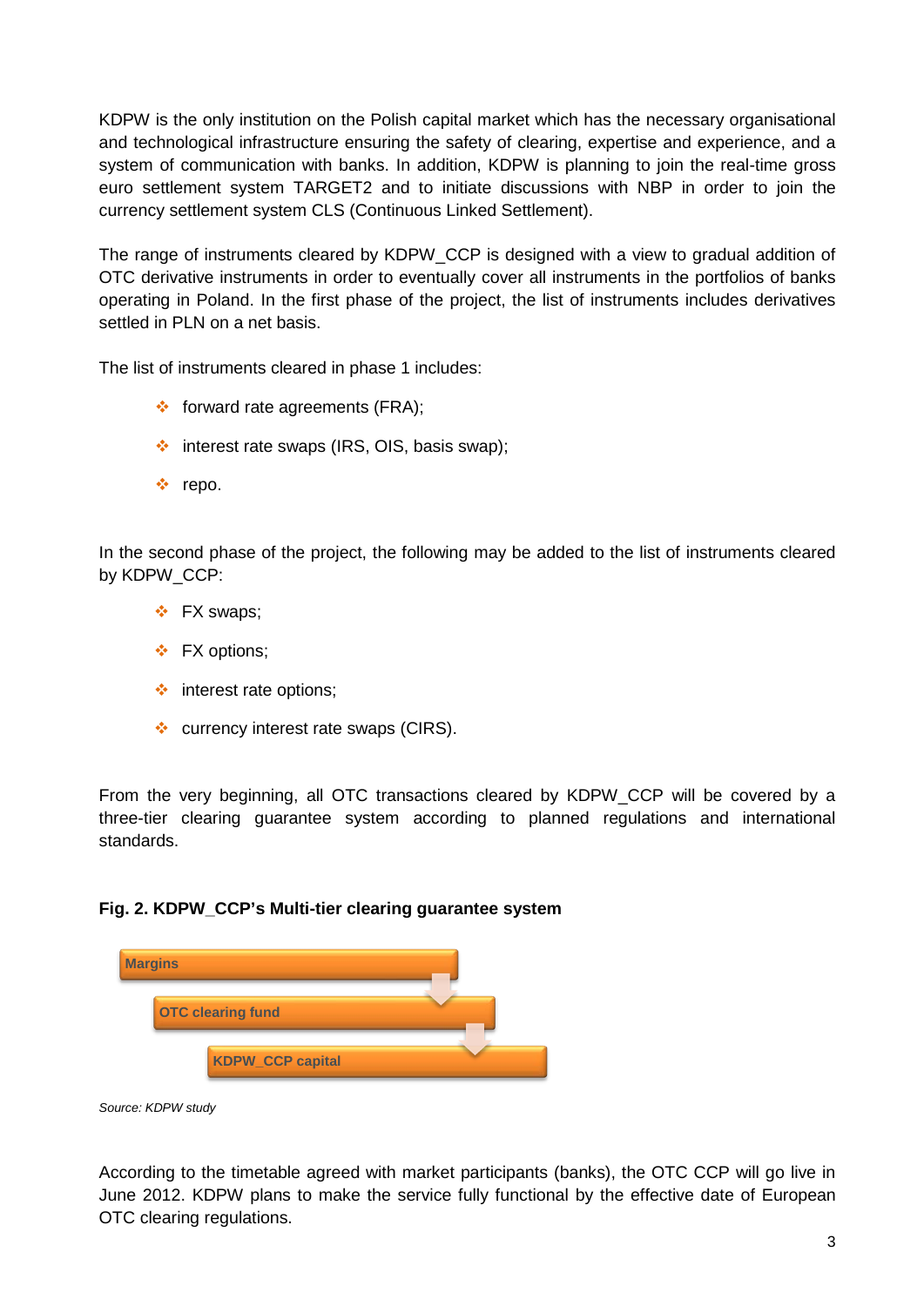KDPW is the only institution on the Polish capital market which has the necessary organisational and technological infrastructure ensuring the safety of clearing, expertise and experience, and a system of communication with banks. In addition, KDPW is planning to join the real-time gross euro settlement system TARGET2 and to initiate discussions with NBP in order to join the currency settlement system CLS (Continuous Linked Settlement).

The range of instruments cleared by KDPW_CCP is designed with a view to gradual addition of OTC derivative instruments in order to eventually cover all instruments in the portfolios of banks operating in Poland. In the first phase of the project, the list of instruments includes derivatives settled in PLN on a net basis.

The list of instruments cleared in phase 1 includes:

- forward rate agreements (FRA);
- interest rate swaps (IRS, OIS, basis swap);
- repo.

In the second phase of the project, the following may be added to the list of instruments cleared by KDPW_CCP:

- FX swaps;
- FX options;
- interest rate options;
- currency interest rate swaps (CIRS).

From the very beginning, all OTC transactions cleared by KDPW_CCP will be covered by a three-tier clearing guarantee system according to planned regulations and international standards.

**Fig. 2. KDPW_CCP's Multi-tier clearing guarantee system**

Margins

OTC clearing fund

KDPW_CCP capital

*Source: KDPW study*

According to the timetable agreed with market participants (banks), the OTC CCP will go live in June 2012. KDPW plans to make the service fully functional by the effective date of European OTC clearing regulations.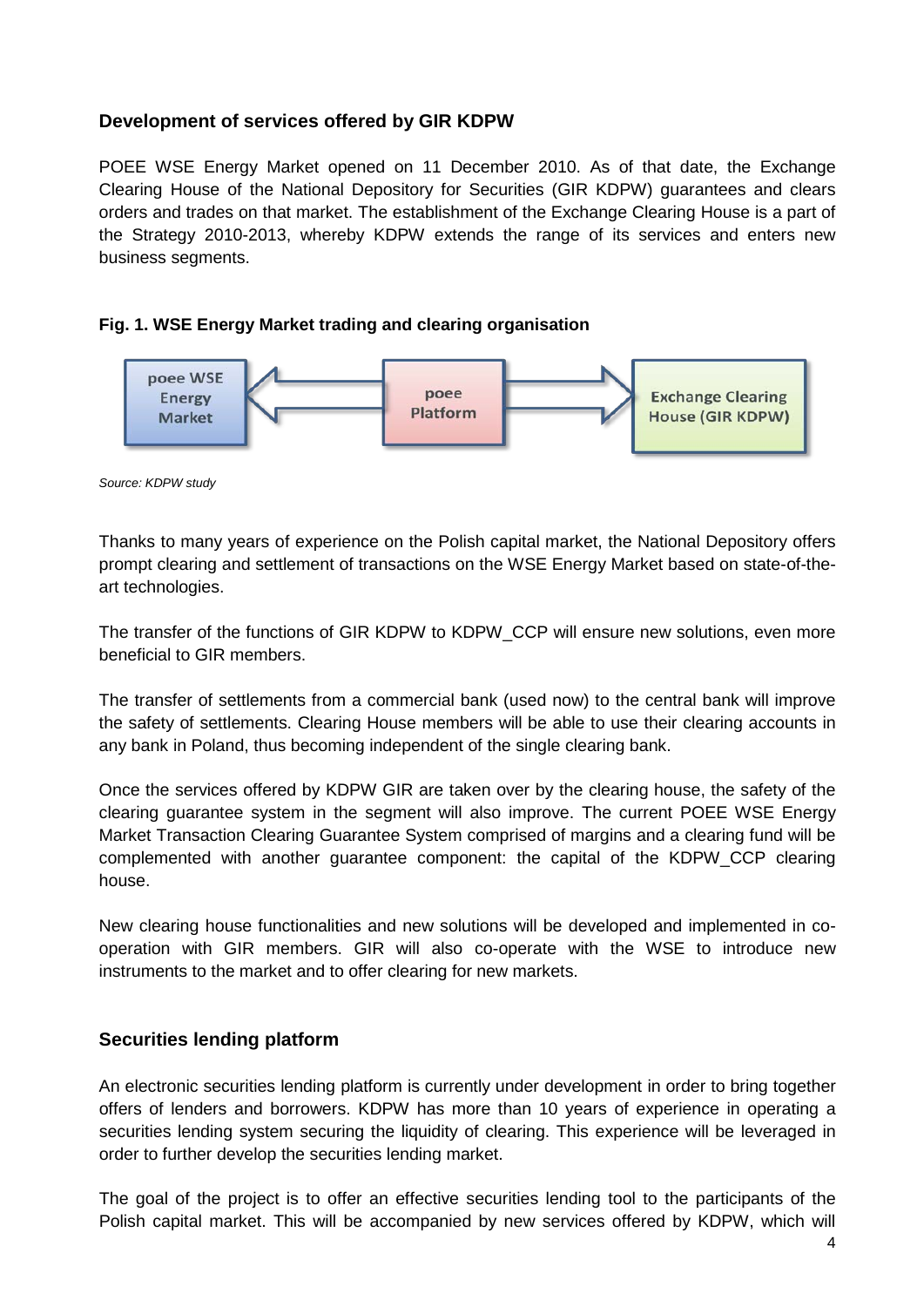## Development of services offered by GIR KDPW

POEE WSE Energy Market opened on 11 December 2010. As of that date, the Exchange Clearing House of the National Depository for Securities (GIR KDPW) guarantees and clears orders and trades on that market. The establishment of the Exchange Clearing House is a part of the Strategy 2010-2013, whereby KDPW extends the range of its services and enters new business segments.

**Fig. 1. WSE Energy Market trading and clearing organisation**

poee WSE Energy Market ⟵ poee Platform ⟶ Exchange Clearing House (GIR KDPW)

*Source: KDPW study*

Thanks to many years of experience on the Polish capital market, the National Depository offers prompt clearing and settlement of transactions on the WSE Energy Market based on state-of-the-art technologies.

The transfer of the functions of GIR KDPW to KDPW_CCP will ensure new solutions, even more beneficial to GIR members.

The transfer of settlements from a commercial bank (used now) to the central bank will improve the safety of settlements. Clearing House members will be able to use their clearing accounts in any bank in Poland, thus becoming independent of the single clearing bank.

Once the services offered by KDPW GIR are taken over by the clearing house, the safety of the clearing guarantee system in the segment will also improve. The current POEE WSE Energy Market Transaction Clearing Guarantee System comprised of margins and a clearing fund will be complemented with another guarantee component: the capital of the KDPW_CCP clearing house.

New clearing house functionalities and new solutions will be developed and implemented in co-operation with GIR members. GIR will also co-operate with the WSE to introduce new instruments to the market and to offer clearing for new markets.

## Securities lending platform

An electronic securities lending platform is currently under development in order to bring together offers of lenders and borrowers. KDPW has more than 10 years of experience in operating a securities lending system securing the liquidity of clearing. This experience will be leveraged in order to further develop the securities lending market.

The goal of the project is to offer an effective securities lending tool to the participants of the Polish capital market. This will be accompanied by new services offered by KDPW, which will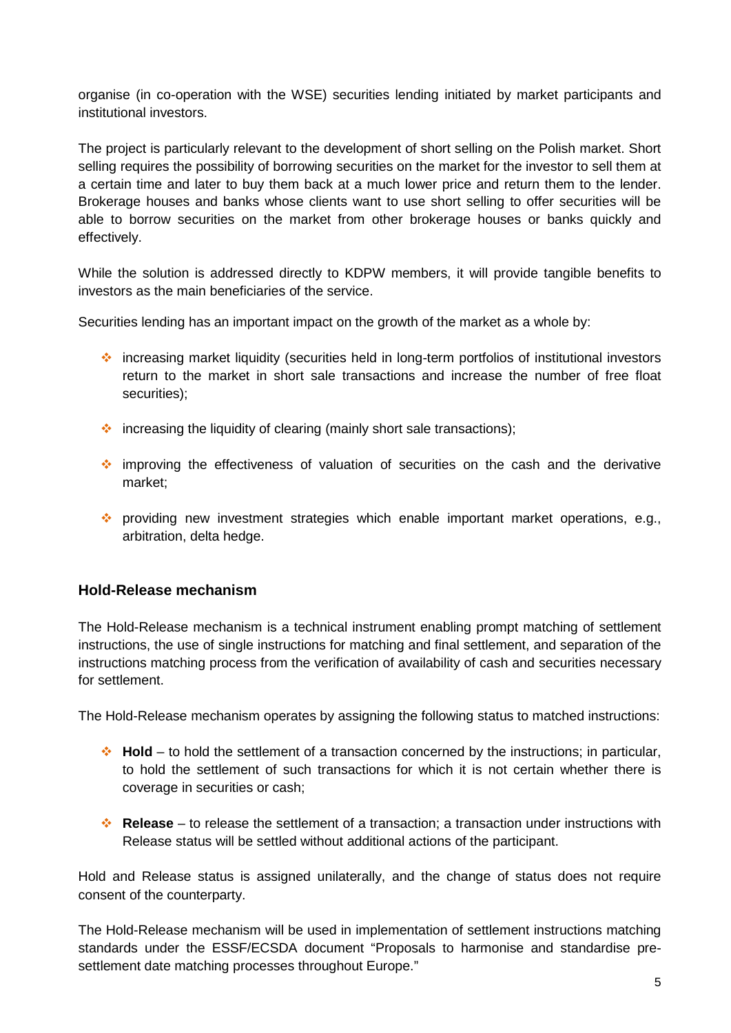organise (in co-operation with the WSE) securities lending initiated by market participants and institutional investors.

The project is particularly relevant to the development of short selling on the Polish market. Short selling requires the possibility of borrowing securities on the market for the investor to sell them at a certain time and later to buy them back at a much lower price and return them to the lender. Brokerage houses and banks whose clients want to use short selling to offer securities will be able to borrow securities on the market from other brokerage houses or banks quickly and effectively.

While the solution is addressed directly to KDPW members, it will provide tangible benefits to investors as the main beneficiaries of the service.

Securities lending has an important impact on the growth of the market as a whole by:

- increasing market liquidity (securities held in long-term portfolios of institutional investors return to the market in short sale transactions and increase the number of free float securities);
- increasing the liquidity of clearing (mainly short sale transactions);
- improving the effectiveness of valuation of securities on the cash and the derivative market;
- providing new investment strategies which enable important market operations, e.g., arbitration, delta hedge.

### Hold-Release mechanism

The Hold-Release mechanism is a technical instrument enabling prompt matching of settlement instructions, the use of single instructions for matching and final settlement, and separation of the instructions matching process from the verification of availability of cash and securities necessary for settlement.

The Hold-Release mechanism operates by assigning the following status to matched instructions:

- **Hold** – to hold the settlement of a transaction concerned by the instructions; in particular, to hold the settlement of such transactions for which it is not certain whether there is coverage in securities or cash;
- **Release** – to release the settlement of a transaction; a transaction under instructions with Release status will be settled without additional actions of the participant.

Hold and Release status is assigned unilaterally, and the change of status does not require consent of the counterparty.

The Hold-Release mechanism will be used in implementation of settlement instructions matching standards under the ESSF/ECSDA document "Proposals to harmonise and standardise pre-settlement date matching processes throughout Europe."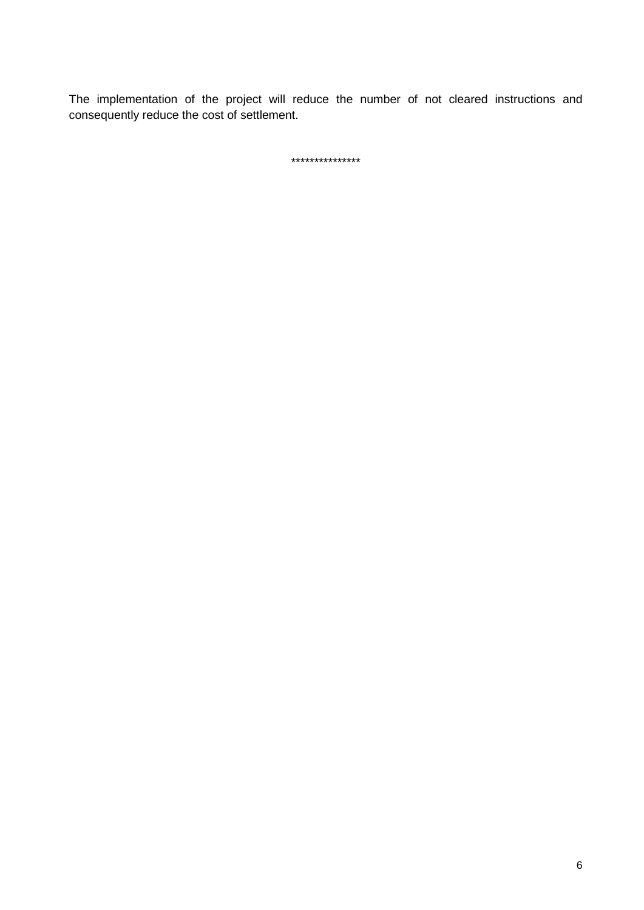The implementation of the project will reduce the number of not cleared instructions and consequently reduce the cost of settlement.

***************